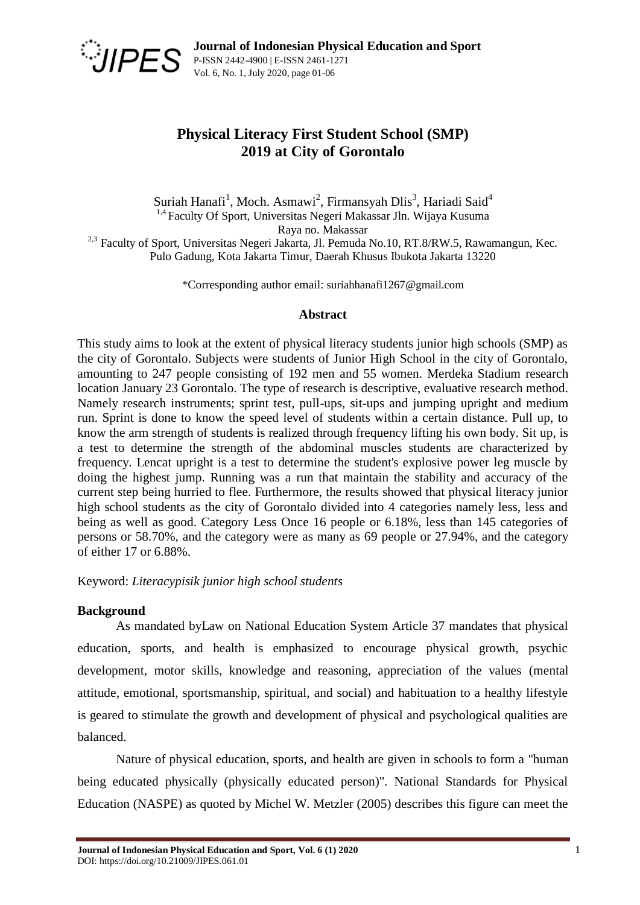# Physical Literacy First Student School (SMP) 2019 at City of Gorontalo

Suriah Hanafi[1], Moch. Asmawi[2], Firmansyah Dlis[3], Hariadi Said[4]

[1,4] Faculty Of Sport, Universitas Negeri Makassar Jln. Wijaya Kusuma Raya no. Makassar

[2,3] Faculty of Sport, Universitas Negeri Jakarta, Jl. Pemuda No.10, RT.8/RW.5, Rawamangun, Kec. Pulo Gadung, Kota Jakarta Timur, Daerah Khusus Ibukota Jakarta 13220

*Corresponding author email: suriahhanafi1267@gmail.com

### Abstract

This study aims to look at the extent of physical literacy students junior high schools (SMP) as the city of Gorontalo. Subjects were students of Junior High School in the city of Gorontalo, amounting to 247 people consisting of 192 men and 55 women. Merdeka Stadium research location January 23 Gorontalo. The type of research is descriptive, evaluative research method. Namely research instruments; sprint test, pull-ups, sit-ups and jumping upright and medium run. Sprint is done to know the speed level of students within a certain distance. Pull up, to know the arm strength of students is realized through frequency lifting his own body. Sit up, is a test to determine the strength of the abdominal muscles students are characterized by frequency. Lencat upright is a test to determine the student's explosive power leg muscle by doing the highest jump. Running was a run that maintain the stability and accuracy of the current step being hurried to flee. Furthermore, the results showed that physical literacy junior high school students as the city of Gorontalo divided into 4 categories namely less, less and being as well as good. Category Less Once 16 people or 6.18%, less than 145 categories of persons or 58.70%, and the category were as many as 69 people or 27.94%, and the category of either 17 or 6.88%.

Keyword: *Literacypisik junior high school students*

### Background

As mandated byLaw on National Education System Article 37 mandates that physical education, sports, and health is emphasized to encourage physical growth, psychic development, motor skills, knowledge and reasoning, appreciation of the values (mental attitude, emotional, sportsmanship, spiritual, and social) and habituation to a healthy lifestyle is geared to stimulate the growth and development of physical and psychological qualities are balanced.

Nature of physical education, sports, and health are given in schools to form a "human being educated physically (physically educated person)". National Standards for Physical Education (NASPE) as quoted by Michel W. Metzler (2005) describes this figure can meet the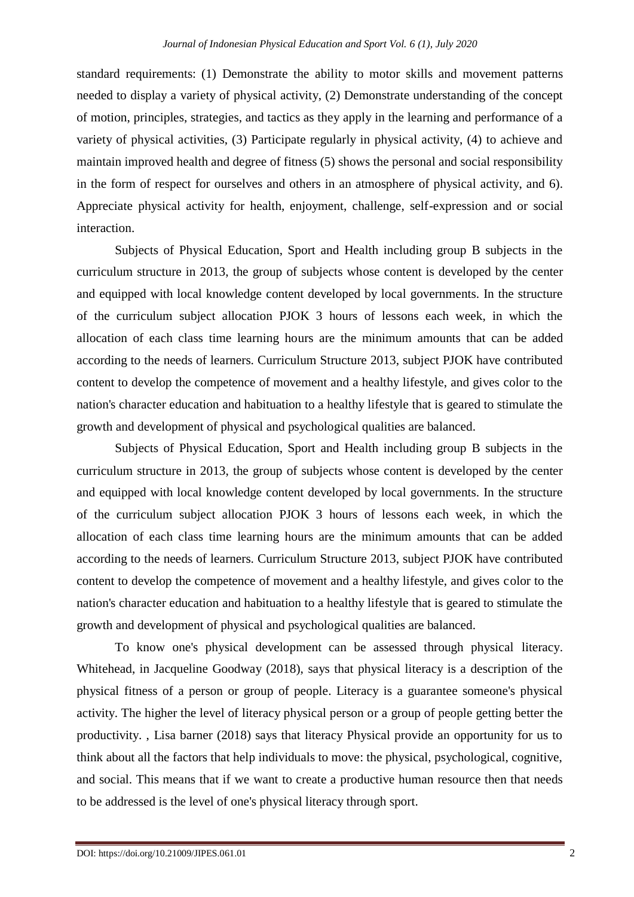standard requirements: (1) Demonstrate the ability to motor skills and movement patterns needed to display a variety of physical activity, (2) Demonstrate understanding of the concept of motion, principles, strategies, and tactics as they apply in the learning and performance of a variety of physical activities, (3) Participate regularly in physical activity, (4) to achieve and maintain improved health and degree of fitness (5) shows the personal and social responsibility in the form of respect for ourselves and others in an atmosphere of physical activity, and 6). Appreciate physical activity for health, enjoyment, challenge, self-expression and or social interaction.

Subjects of Physical Education, Sport and Health including group B subjects in the curriculum structure in 2013, the group of subjects whose content is developed by the center and equipped with local knowledge content developed by local governments. In the structure of the curriculum subject allocation PJOK 3 hours of lessons each week, in which the allocation of each class time learning hours are the minimum amounts that can be added according to the needs of learners. Curriculum Structure 2013, subject PJOK have contributed content to develop the competence of movement and a healthy lifestyle, and gives color to the nation's character education and habituation to a healthy lifestyle that is geared to stimulate the growth and development of physical and psychological qualities are balanced.

Subjects of Physical Education, Sport and Health including group B subjects in the curriculum structure in 2013, the group of subjects whose content is developed by the center and equipped with local knowledge content developed by local governments. In the structure of the curriculum subject allocation PJOK 3 hours of lessons each week, in which the allocation of each class time learning hours are the minimum amounts that can be added according to the needs of learners. Curriculum Structure 2013, subject PJOK have contributed content to develop the competence of movement and a healthy lifestyle, and gives color to the nation's character education and habituation to a healthy lifestyle that is geared to stimulate the growth and development of physical and psychological qualities are balanced.

To know one's physical development can be assessed through physical literacy. Whitehead, in Jacqueline Goodway (2018), says that physical literacy is a description of the physical fitness of a person or group of people. Literacy is a guarantee someone's physical activity. The higher the level of literacy physical person or a group of people getting better the productivity. , Lisa barner (2018) says that literacy Physical provide an opportunity for us to think about all the factors that help individuals to move: the physical, psychological, cognitive, and social. This means that if we want to create a productive human resource then that needs to be addressed is the level of one's physical literacy through sport.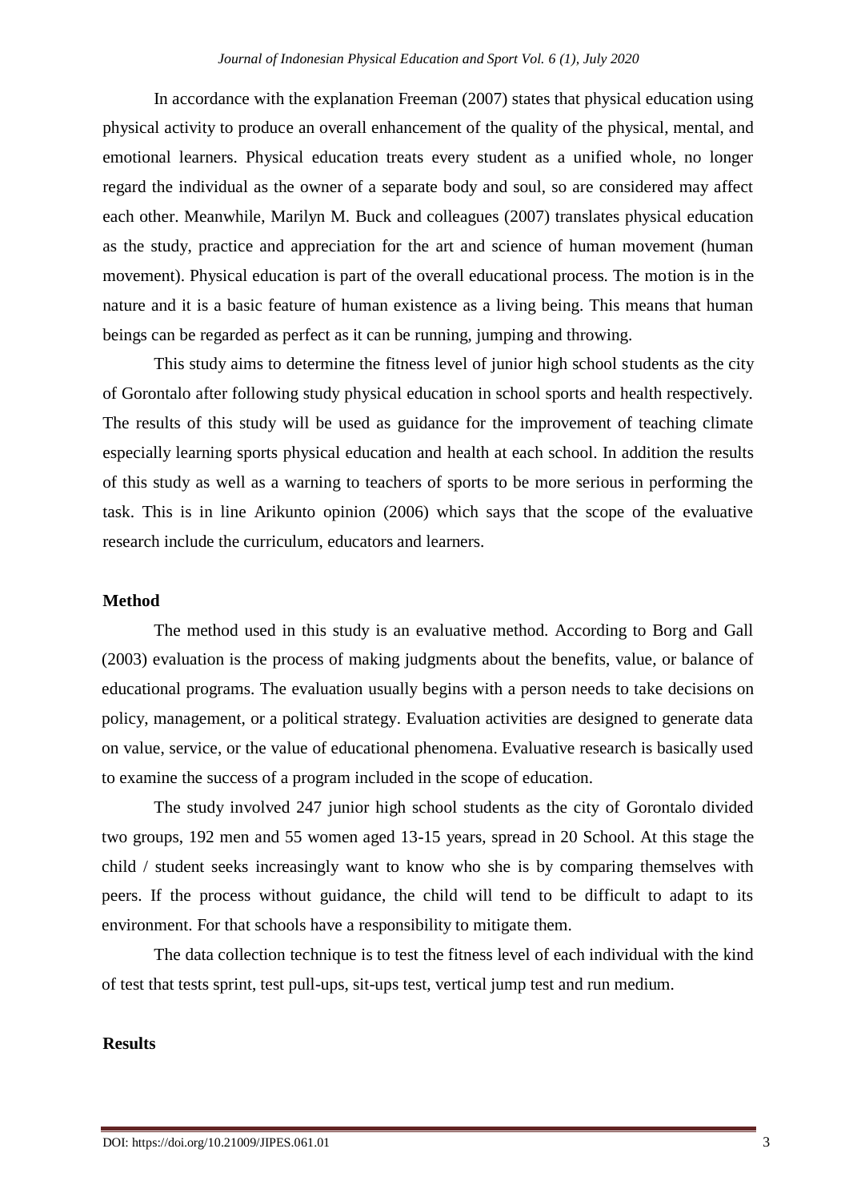In accordance with the explanation Freeman (2007) states that physical education using physical activity to produce an overall enhancement of the quality of the physical, mental, and emotional learners. Physical education treats every student as a unified whole, no longer regard the individual as the owner of a separate body and soul, so are considered may affect each other. Meanwhile, Marilyn M. Buck and colleagues (2007) translates physical education as the study, practice and appreciation for the art and science of human movement (human movement). Physical education is part of the overall educational process. The motion is in the nature and it is a basic feature of human existence as a living being. This means that human beings can be regarded as perfect as it can be running, jumping and throwing.

This study aims to determine the fitness level of junior high school students as the city of Gorontalo after following study physical education in school sports and health respectively. The results of this study will be used as guidance for the improvement of teaching climate especially learning sports physical education and health at each school. In addition the results of this study as well as a warning to teachers of sports to be more serious in performing the task. This is in line Arikunto opinion (2006) which says that the scope of the evaluative research include the curriculum, educators and learners.

**Method**

The method used in this study is an evaluative method. According to Borg and Gall (2003) evaluation is the process of making judgments about the benefits, value, or balance of educational programs. The evaluation usually begins with a person needs to take decisions on policy, management, or a political strategy. Evaluation activities are designed to generate data on value, service, or the value of educational phenomena. Evaluative research is basically used to examine the success of a program included in the scope of education.

The study involved 247 junior high school students as the city of Gorontalo divided two groups, 192 men and 55 women aged 13-15 years, spread in 20 School. At this stage the child / student seeks increasingly want to know who she is by comparing themselves with peers. If the process without guidance, the child will tend to be difficult to adapt to its environment. For that schools have a responsibility to mitigate them.

The data collection technique is to test the fitness level of each individual with the kind of test that tests sprint, test pull-ups, sit-ups test, vertical jump test and run medium.

**Results**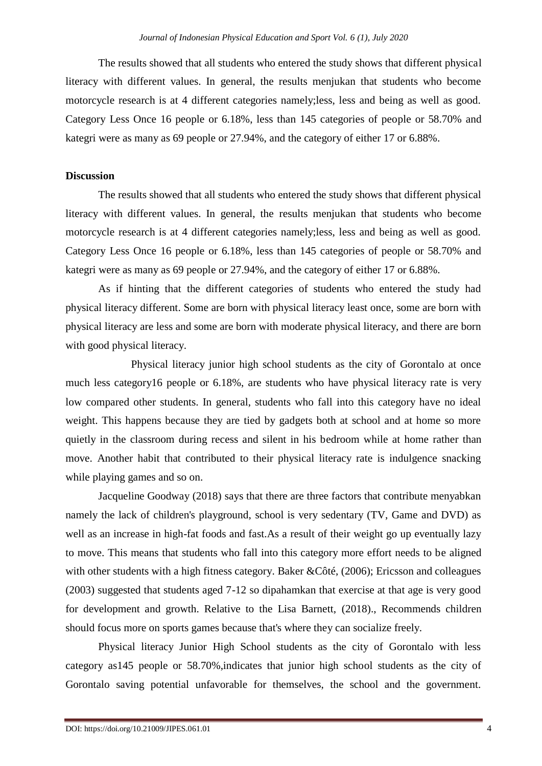The results showed that all students who entered the study shows that different physical literacy with different values. In general, the results menjukan that students who become motorcycle research is at 4 different categories namely;less, less and being as well as good. Category Less Once 16 people or 6.18%, less than 145 categories of people or 58.70% and kategri were as many as 69 people or 27.94%, and the category of either 17 or 6.88%.

**Discussion**

The results showed that all students who entered the study shows that different physical literacy with different values. In general, the results menjukan that students who become motorcycle research is at 4 different categories namely;less, less and being as well as good. Category Less Once 16 people or 6.18%, less than 145 categories of people or 58.70% and kategri were as many as 69 people or 27.94%, and the category of either 17 or 6.88%.

As if hinting that the different categories of students who entered the study had physical literacy different. Some are born with physical literacy least once, some are born with physical literacy are less and some are born with moderate physical literacy, and there are born with good physical literacy.

Physical literacy junior high school students as the city of Gorontalo at once much less category16 people or 6.18%, are students who have physical literacy rate is very low compared other students. In general, students who fall into this category have no ideal weight. This happens because they are tied by gadgets both at school and at home so more quietly in the classroom during recess and silent in his bedroom while at home rather than move. Another habit that contributed to their physical literacy rate is indulgence snacking while playing games and so on.

Jacqueline Goodway (2018) says that there are three factors that contribute menyabkan namely the lack of children's playground, school is very sedentary (TV, Game and DVD) as well as an increase in high-fat foods and fast.As a result of their weight go up eventually lazy to move. This means that students who fall into this category more effort needs to be aligned with other students with a high fitness category. Baker &Côté, (2006); Ericsson and colleagues (2003) suggested that students aged 7-12 so dipahamkan that exercise at that age is very good for development and growth. Relative to the Lisa Barnett, (2018)., Recommends children should focus more on sports games because that's where they can socialize freely.

Physical literacy Junior High School students as the city of Gorontalo with less category as145 people or 58.70%,indicates that junior high school students as the city of Gorontalo saving potential unfavorable for themselves, the school and the government.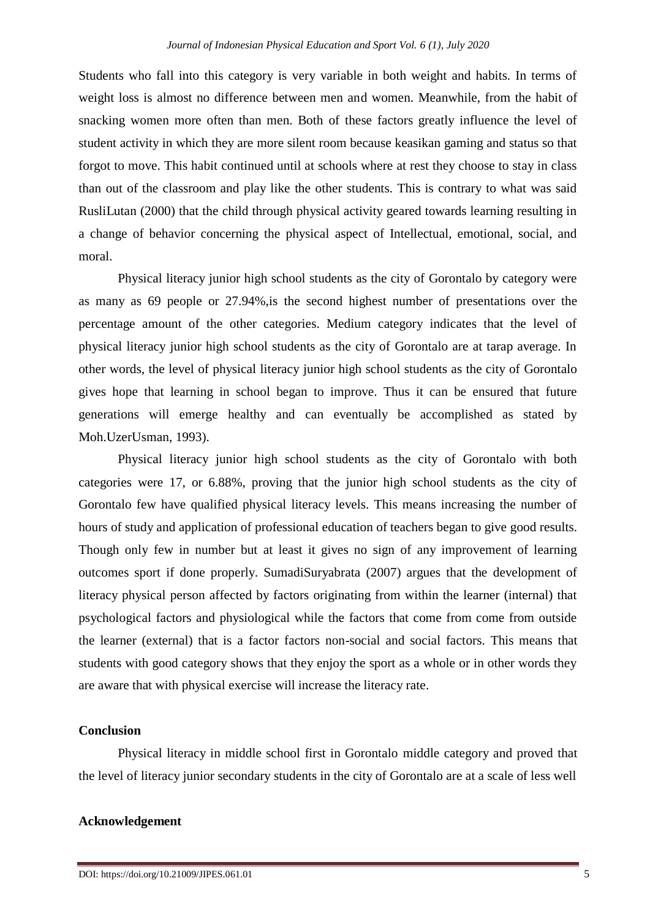Students who fall into this category is very variable in both weight and habits. In terms of weight loss is almost no difference between men and women. Meanwhile, from the habit of snacking women more often than men. Both of these factors greatly influence the level of student activity in which they are more silent room because keasikan gaming and status so that forgot to move. This habit continued until at schools where at rest they choose to stay in class than out of the classroom and play like the other students. This is contrary to what was said RusliLutan (2000) that the child through physical activity geared towards learning resulting in a change of behavior concerning the physical aspect of Intellectual, emotional, social, and moral.

Physical literacy junior high school students as the city of Gorontalo by category were as many as 69 people or 27.94%,is the second highest number of presentations over the percentage amount of the other categories. Medium category indicates that the level of physical literacy junior high school students as the city of Gorontalo are at tarap average. In other words, the level of physical literacy junior high school students as the city of Gorontalo gives hope that learning in school began to improve. Thus it can be ensured that future generations will emerge healthy and can eventually be accomplished as stated by Moh.UzerUsman, 1993).

Physical literacy junior high school students as the city of Gorontalo with both categories were 17, or 6.88%, proving that the junior high school students as the city of Gorontalo few have qualified physical literacy levels. This means increasing the number of hours of study and application of professional education of teachers began to give good results. Though only few in number but at least it gives no sign of any improvement of learning outcomes sport if done properly. SumadiSuryabrata (2007) argues that the development of literacy physical person affected by factors originating from within the learner (internal) that psychological factors and physiological while the factors that come from come from outside the learner (external) that is a factor factors non-social and social factors. This means that students with good category shows that they enjoy the sport as a whole or in other words they are aware that with physical exercise will increase the literacy rate.

**Conclusion**

Physical literacy in middle school first in Gorontalo middle category and proved that the level of literacy junior secondary students in the city of Gorontalo are at a scale of less well

**Acknowledgement**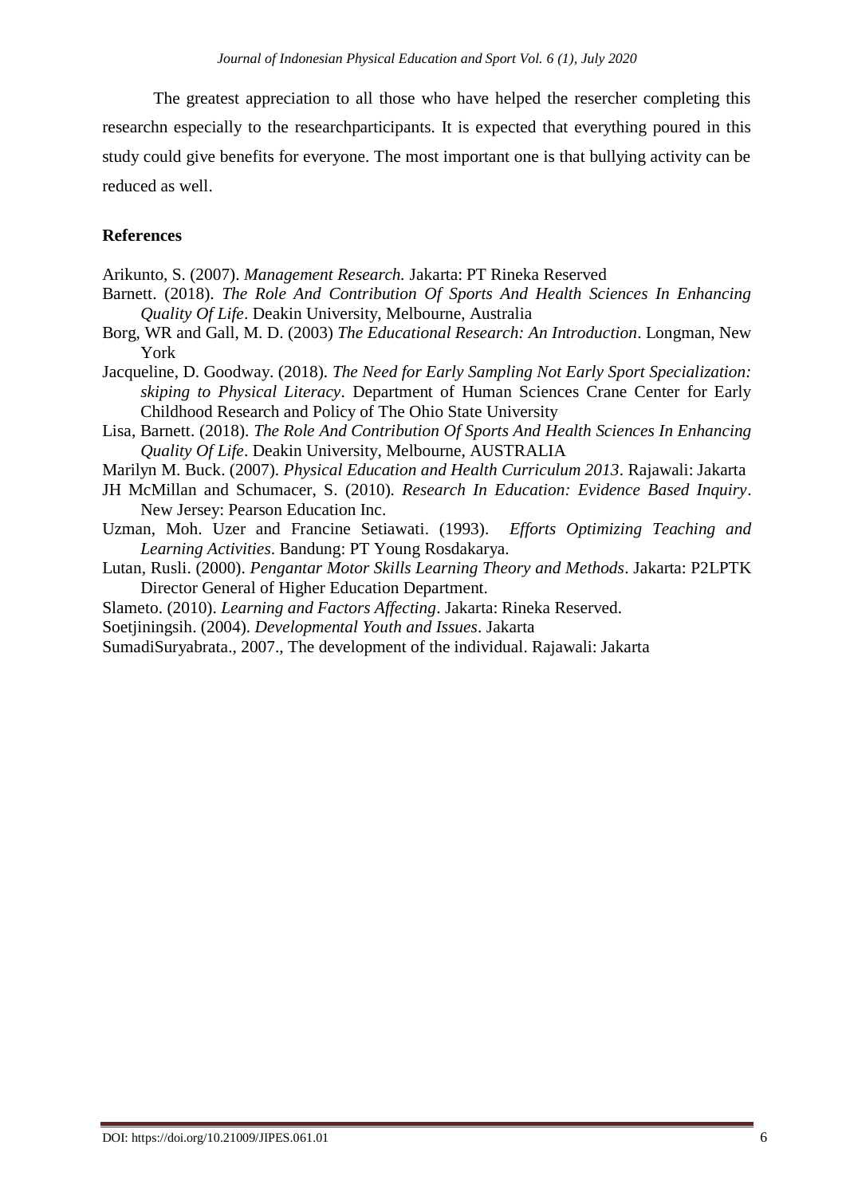The greatest appreciation to all those who have helped the resercher completing this researchn especially to the researchparticipants. It is expected that everything poured in this study could give benefits for everyone. The most important one is that bullying activity can be reduced as well.

**References**

Arikunto, S. (2007). *Management Research.* Jakarta: PT Rineka Reserved

Barnett. (2018). *The Role And Contribution Of Sports And Health Sciences In Enhancing Quality Of Life*. Deakin University, Melbourne, Australia

Borg, WR and Gall, M. D. (2003) *The Educational Research: An Introduction*. Longman, New York

Jacqueline, D. Goodway. (2018). *The Need for Early Sampling Not Early Sport Specialization: skiping to Physical Literacy*. Department of Human Sciences Crane Center for Early Childhood Research and Policy of The Ohio State University

Lisa, Barnett. (2018). *The Role And Contribution Of Sports And Health Sciences In Enhancing Quality Of Life*. Deakin University, Melbourne, AUSTRALIA

Marilyn M. Buck. (2007). *Physical Education and Health Curriculum 2013*. Rajawali: Jakarta

JH McMillan and Schumacer, S. (2010). *Research In Education: Evidence Based Inquiry*. New Jersey: Pearson Education Inc.

Uzman, Moh. Uzer and Francine Setiawati. (1993). *Efforts Optimizing Teaching and Learning Activities*. Bandung: PT Young Rosdakarya.

Lutan, Rusli. (2000). *Pengantar Motor Skills Learning Theory and Methods*. Jakarta: P2LPTK Director General of Higher Education Department.

Slameto. (2010). *Learning and Factors Affecting*. Jakarta: Rineka Reserved.

Soetjiningsih. (2004). *Developmental Youth and Issues*. Jakarta

SumadiSuryabrata., 2007., The development of the individual. Rajawali: Jakarta